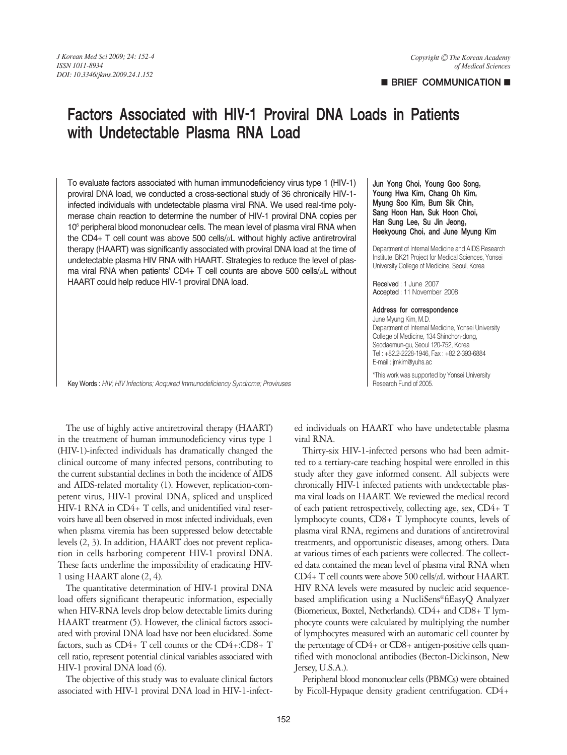**BRIEF COMMUNICATION**

# Factors Associated with HIV-1 Proviral DNA Loads in Patients with Undetectable Plasma RNA Load

To evaluate factors associated with human immunodeficiency virus type 1 (HIV-1) proviral DNA load, we conducted a cross-sectional study of 36 chronically HIV-1-infected individuals with undetectable plasma viral RNA. We used real-time polymerase chain reaction to determine the number of HIV-1 proviral DNA copies per $10^6$ peripheral blood mononuclear cells. The mean level of plasma viral RNA when the CD4+ T cell count was above 500 cells/$\mu$L without highly active antiretroviral therapy (HAART) was significantly associated with proviral DNA load at the time of undetectable plasma HIV RNA with HAART. Strategies to reduce the level of plasma viral RNA when patients' CD4+ T cell counts are above 500 cells/$\mu$L without HAART could help reduce HIV-1 proviral DNA load.

Key Words : *HIV; HIV Infections; Acquired Immunodeficiency Syndrome; Proviruses*

**Jun Yong Choi, Young Goo Song, Young Hwa Kim, Chang Oh Kim, Myung Soo Kim, Bum Sik Chin, Sang Hoon Han, Suk Hoon Choi, Han Sung Lee, Su Jin Jeong, Heekyoung Choi, and June Myung Kim**

Department of Internal Medicine and AIDS Research Institute, BK21 Project for Medical Sciences, Yonsei University College of Medicine, Seoul, Korea

Received : 1 June 2007
Accepted : 11 November 2008

**Address for correspondence**
June Myung Kim, M.D.
Department of Internal Medicine, Yonsei University College of Medicine, 134 Shinchon-dong, Seodaemun-gu, Seoul 120-752, Korea
Tel : +82.2-2228-1946, Fax : +82.2-393-6884
E-mail : jmkim@yuhs.ac

*This work was supported by Yonsei University Research Fund of 2005.

The use of highly active antiretroviral therapy (HAART) in the treatment of human immunodeficiency virus type 1 (HIV-1)-infected individuals has dramatically changed the clinical outcome of many infected persons, contributing to the current substantial declines in both the incidence of AIDS and AIDS-related mortality (1). However, replication-competent virus, HIV-1 proviral DNA, spliced and unspliced HIV-1 RNA in CD4+ T cells, and unidentified viral reservoirs have all been observed in most infected individuals, even when plasma viremia has been suppressed below detectable levels (2, 3). In addition, HAART does not prevent replication in cells harboring competent HIV-1 proviral DNA. These facts underline the impossibility of eradicating HIV-1 using HAART alone (2, 4).

The quantitative determination of HIV-1 proviral DNA load offers significant therapeutic information, especially when HIV-RNA levels drop below detectable limits during HAART treatment (5). However, the clinical factors associated with proviral DNA load have not been elucidated. Some factors, such as CD4+ T cell counts or the CD4+:CD8+ T cell ratio, represent potential clinical variables associated with HIV-1 proviral DNA load (6).

The objective of this study was to evaluate clinical factors associated with HIV-1 proviral DNA load in HIV-1-infected individuals on HAART who have undetectable plasma viral RNA.

Thirty-six HIV-1-infected persons who had been admitted to a tertiary-care teaching hospital were enrolled in this study after they gave informed consent. All subjects were chronically HIV-1 infected patients with undetectable plasma viral loads on HAART. We reviewed the medical record of each patient retrospectively, collecting age, sex, CD4+ T lymphocyte counts, CD8+ T lymphocyte counts, levels of plasma viral RNA, regimens and durations of antiretroviral treatments, and opportunistic diseases, among others. Data at various times of each patients were collected. The collected data contained the mean level of plasma viral RNA when CD4+ T cell counts were above 500 cells/$\mu$L without HAART. HIV RNA levels were measured by nucleic acid sequence-based amplification using a NucliSens®fiEasyQ Analyzer (Biomerieux, Boxtel, Netherlands). CD4+ and CD8+ T lymphocyte counts were calculated by multiplying the number of lymphocytes measured with an automatic cell counter by the percentage of CD4+ or CD8+ antigen-positive cells quantified with monoclonal antibodies (Becton-Dickinson, New Jersey, U.S.A.).

Peripheral blood mononuclear cells (PBMCs) were obtained by Ficoll-Hypaque density gradient centrifugation. CD4+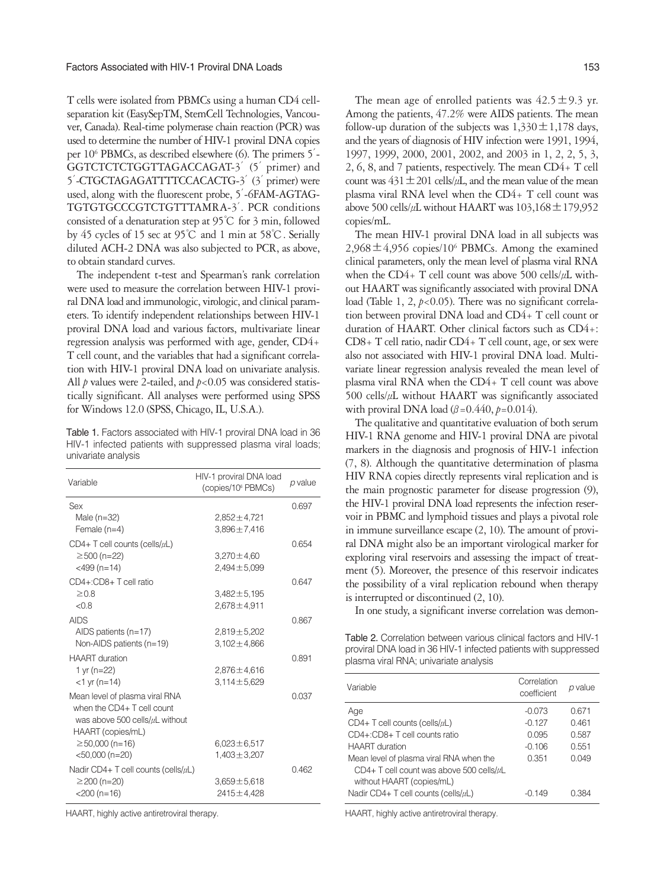T cells were isolated from PBMCs using a human CD4 cell-separation kit (EasySepTM, StemCell Technologies, Vancouver, Canada). Real-time polymerase chain reaction (PCR) was used to determine the number of HIV-1 proviral DNA copies per $10^6$ PBMCs, as described elsewhere (6). The primers 5′-GGTCTCTCTGGTTAGACCAGAT-3′ (5′ primer) and 5′-CTGCTAGAGATTTTCCACACTG-3′ (3′ primer) were used, along with the fluorescent probe, 5′-6FAM-AGTAG-TGTGTGCCCGTCTGTTTAMRA-3′. PCR conditions consisted of a denaturation step at 95℃ for 3 min, followed by 45 cycles of 15 sec at 95℃ and 1 min at 58℃. Serially diluted ACH-2 DNA was also subjected to PCR, as above, to obtain standard curves.

The independent t-test and Spearman's rank correlation were used to measure the correlation between HIV-1 proviral DNA load and immunologic, virologic, and clinical parameters. To identify independent relationships between HIV-1 proviral DNA load and various factors, multivariate linear regression analysis was performed with age, gender, CD4+ T cell count, and the variables that had a significant correlation with HIV-1 proviral DNA load on univariate analysis. All $p$ values were 2-tailed, and $p<0.05$ was considered statistically significant. All analyses were performed using SPSS for Windows 12.0 (SPSS, Chicago, IL, U.S.A.).

Table 1. Factors associated with HIV-1 proviral DNA load in 36 HIV-1 infected patients with suppressed plasma viral loads; univariate analysis

| Variable | HIV-1 proviral DNA load (copies/$10^6$ PBMCs) | $p$ value |
|---|---|---|
| Sex | | 0.697 |
| Male (n=32) | 2,852±4,721 | |
| Female (n=4) | 3,896±7,416 | |
| CD4+ T cell counts (cells/μL) | | 0.654 |
| ≥500 (n=22) | 3,270±4,60 | |
| <499 (n=14) | 2,494±5,099 | |
| CD4+:CD8+ T cell ratio | | 0.647 |
| ≥0.8 | 3,482±5,195 | |
| <0.8 | 2,678±4,911 | |
| AIDS | | 0.867 |
| AIDS patients (n=17) | 2,819±5,202 | |
| Non-AIDS patients (n=19) | 3,102±4,866 | |
| HAART duration | | 0.891 |
| 1 yr (n=22) | 2,876±4,616 | |
| <1 yr (n=14) | 3,114±5,629 | |
| Mean level of plasma viral RNA when the CD4+ T cell count was above 500 cells/μL without HAART (copies/mL) | | 0.037 |
| ≥50,000 (n=16) | 6,023±6,517 | |
| <50,000 (n=20) | 1,403±3,207 | |
| Nadir CD4+ T cell counts (cells/μL) | | 0.462 |
| ≥200 (n=20) | 3,659±5,618 | |
| <200 (n=16) | 2415±4,428 | |

HAART, highly active antiretroviral therapy.

The mean age of enrolled patients was 42.5±9.3 yr. Among the patients, 47.2% were AIDS patients. The mean follow-up duration of the subjects was 1,330±1,178 days, and the years of diagnosis of HIV infection were 1991, 1994, 1997, 1999, 2000, 2001, 2002, and 2003 in 1, 2, 2, 5, 3, 2, 6, 8, and 7 patients, respectively. The mean CD4+ T cell count was 431±201 cells/μL, and the mean value of the mean plasma viral RNA level when the CD4+ T cell count was above 500 cells/μL without HAART was 103,168±179,952 copies/mL.

The mean HIV-1 proviral DNA load in all subjects was 2,968±4,956 copies/$10^6$ PBMCs. Among the examined clinical parameters, only the mean level of plasma viral RNA when the CD4+ T cell count was above 500 cells/μL without HAART was significantly associated with proviral DNA load (Table 1, 2, $p<0.05$). There was no significant correlation between proviral DNA load and CD4+ T cell count or duration of HAART. Other clinical factors such as CD4+:CD8+ T cell ratio, nadir CD4+ T cell count, age, or sex were also not associated with HIV-1 proviral DNA load. Multivariate linear regression analysis revealed the mean level of plasma viral RNA when the CD4+ T cell count was above 500 cells/μL without HAART was significantly associated with proviral DNA load ($\beta=0.440$, $p=0.014$).

The qualitative and quantitative evaluation of both serum HIV-1 RNA genome and HIV-1 proviral DNA are pivotal markers in the diagnosis and prognosis of HIV-1 infection (7, 8). Although the quantitative determination of plasma HIV RNA copies directly represents viral replication and is the main prognostic parameter for disease progression (9), the HIV-1 proviral DNA load represents the infection reservoir in PBMC and lymphoid tissues and plays a pivotal role in immune surveillance escape (2, 10). The amount of proviral DNA might also be an important virological marker for exploring viral reservoirs and assessing the impact of treatment (5). Moreover, the presence of this reservoir indicates the possibility of a viral replication rebound when therapy is interrupted or discontinued (2, 10).

In one study, a significant inverse correlation was demon-

Table 2. Correlation between various clinical factors and HIV-1 proviral DNA load in 36 HIV-1 infected patients with suppressed plasma viral RNA; univariate analysis

| Variable | Correlation coefficient | $p$ value |
|---|---|---|
| Age | -0.073 | 0.671 |
| CD4+ T cell counts (cells/μL) | -0.127 | 0.461 |
| CD4+:CD8+ T cell counts ratio | 0.095 | 0.587 |
| HAART duration | -0.106 | 0.551 |
| Mean level of plasma viral RNA when the CD4+ T cell count was above 500 cells/μL without HAART (copies/mL) | 0.351 | 0.049 |
| Nadir CD4+ T cell counts (cells/μL) | -0.149 | 0.384 |

HAART, highly active antiretroviral therapy.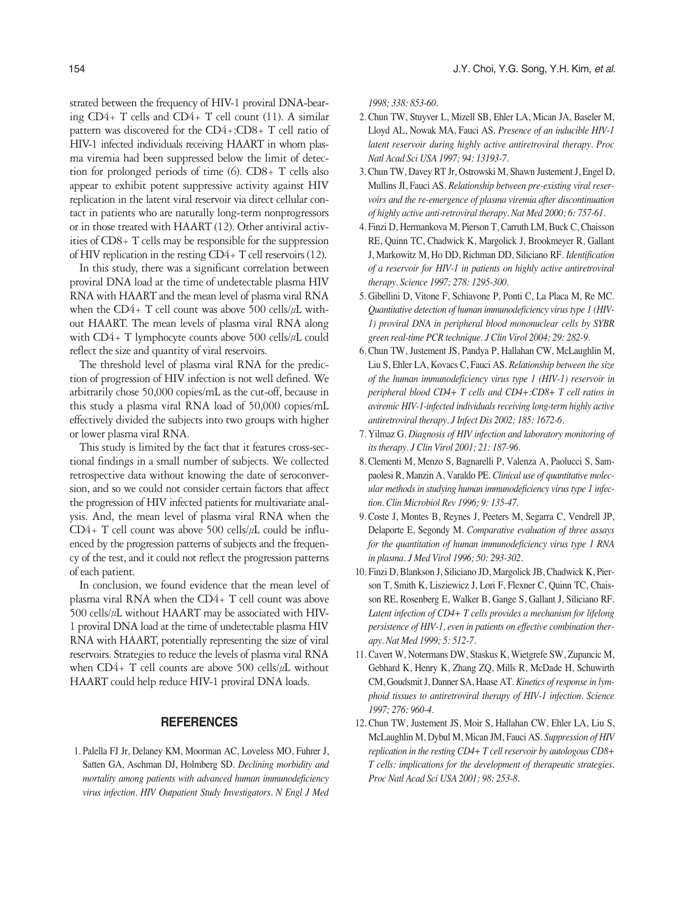strated between the frequency of HIV-1 proviral DNA-bearing CD4+ T cells and CD4+ T cell count (11). A similar pattern was discovered for the CD4+:CD8+ T cell ratio of HIV-1 infected individuals receiving HAART in whom plasma viremia had been suppressed below the limit of detection for prolonged periods of time (6). CD8+ T cells also appear to exhibit potent suppressive activity against HIV replication in the latent viral reservoir via direct cellular contact in patients who are naturally long-term nonprogressors or in those treated with HAART (12). Other antiviral activities of CD8+ T cells may be responsible for the suppression of HIV replication in the resting CD4+ T cell reservoirs (12).

In this study, there was a significant correlation between proviral DNA load at the time of undetectable plasma HIV RNA with HAART and the mean level of plasma viral RNA when the CD4+ T cell count was above 500 cells/μL without HAART. The mean levels of plasma viral RNA along with CD4+ T lymphocyte counts above 500 cells/μL could reflect the size and quantity of viral reservoirs.

The threshold level of plasma viral RNA for the prediction of progression of HIV infection is not well defined. We arbitrarily chose 50,000 copies/mL as the cut-off, because in this study a plasma viral RNA load of 50,000 copies/mL effectively divided the subjects into two groups with higher or lower plasma viral RNA.

This study is limited by the fact that it features cross-sectional findings in a small number of subjects. We collected retrospective data without knowing the date of seroconversion, and so we could not consider certain factors that affect the progression of HIV infected patients for multivariate analysis. And, the mean level of plasma viral RNA when the CD4+ T cell count was above 500 cells/μL could be influenced by the progression patterns of subjects and the frequency of the test, and it could not reflect the progression patterns of each patient.

In conclusion, we found evidence that the mean level of plasma viral RNA when the CD4+ T cell count was above 500 cells/μL without HAART may be associated with HIV-1 proviral DNA load at the time of undetectable plasma HIV RNA with HAART, potentially representing the size of viral reservoirs. Strategies to reduce the levels of plasma viral RNA when CD4+ T cell counts are above 500 cells/μL without HAART could help reduce HIV-1 proviral DNA loads.

## REFERENCES

1. Palella FJ Jr, Delaney KM, Moorman AC, Loveless MO, Fuhrer J, Satten GA, Aschman DJ, Holmberg SD. *Declining morbidity and mortality among patients with advanced human immunodeficiency virus infection. HIV Outpatient Study Investigators. N Engl J Med 1998; 338: 853-60.*
2. Chun TW, Stuyver L, Mizell SB, Ehler LA, Mican JA, Baseler M, Lloyd AL, Nowak MA, Fauci AS. *Presence of an inducible HIV-1 latent reservoir during highly active antiretroviral therapy. Proc Natl Acad Sci USA 1997; 94: 13193-7.*
3. Chun TW, Davey RT Jr, Ostrowski M, Shawn Justement J, Engel D, Mullins JI, Fauci AS. *Relationship between pre-existing viral reservoirs and the re-emergence of plasma viremia after discontinuation of highly active anti-retroviral therapy. Nat Med 2000; 6: 757-61.*
4. Finzi D, Hermankova M, Pierson T, Carruth LM, Buck C, Chaisson RE, Quinn TC, Chadwick K, Margolick J, Brookmeyer R, Gallant J, Markowitz M, Ho DD, Richman DD, Siliciano RF. *Identification of a reservoir for HIV-1 in patients on highly active antiretroviral therapy. Science 1997; 278: 1295-300.*
5. Gibellini D, Vitone F, Schiavone P, Ponti C, La Placa M, Re MC. *Quantitative detection of human immunodeficiency virus type 1 (HIV-1) proviral DNA in peripheral blood mononuclear cells by SYBR green real-time PCR technique. J Clin Virol 2004; 29: 282-9.*
6. Chun TW, Justement JS, Pandya P, Hallahan CW, McLaughlin M, Liu S, Ehler LA, Kovacs C, Fauci AS. *Relationship between the size of the human immunodeficiency virus type 1 (HIV-1) reservoir in peripheral blood CD4+ T cells and CD4+:CD8+ T cell ratios in aviremic HIV-1-infected individuals receiving long-term highly active antiretroviral therapy. J Infect Dis 2002; 185: 1672-6.*
7. Yilmaz G. *Diagnosis of HIV infection and laboratory monitoring of its therapy. J Clin Virol 2001; 21: 187-96.*
8. Clementi M, Menzo S, Bagnarelli P, Valenza A, Paolucci S, Sampaolesi R, Manzin A, Varaldo PE. *Clinical use of quantitative molecular methods in studying human immunodeficiency virus type 1 infection. Clin Microbiol Rev 1996; 9: 135-47.*
9. Coste J, Montes B, Reynes J, Peeters M, Segarra C, Vendrell JP, Delaporte E, Segondy M. *Comparative evaluation of three assays for the quantitation of human immunodeficiency virus type 1 RNA in plasma. J Med Virol 1996; 50: 293-302.*
10. Finzi D, Blankson J, Siliciano JD, Margolick JB, Chadwick K, Pierson T, Smith K, Lisziewicz J, Lori F, Flexner C, Quinn TC, Chaisson RE, Rosenberg E, Walker B, Gange S, Gallant J, Siliciano RF. *Latent infection of CD4+ T cells provides a mechanism for lifelong persistence of HIV-1, even in patients on effective combination therapy. Nat Med 1999; 5: 512-7.*
11. Cavert W, Notermans DW, Staskus K, Wietgrefe SW, Zupancic M, Gebhard K, Henry K, Zhang ZQ, Mills R, McDade H, Schuwirth CM, Goudsmit J, Danner SA, Haase AT. *Kinetics of response in lymphoid tissues to antiretroviral therapy of HIV-1 infection. Science 1997; 276: 960-4.*
12. Chun TW, Justement JS, Moir S, Hallahan CW, Ehler LA, Liu S, McLaughlin M, Dybul M, Mican JM, Fauci AS. *Suppression of HIV replication in the resting CD4+ T cell reservoir by autologous CD8+ T cells: implications for the development of therapeutic strategies. Proc Natl Acad Sci USA 2001; 98: 253-8.*